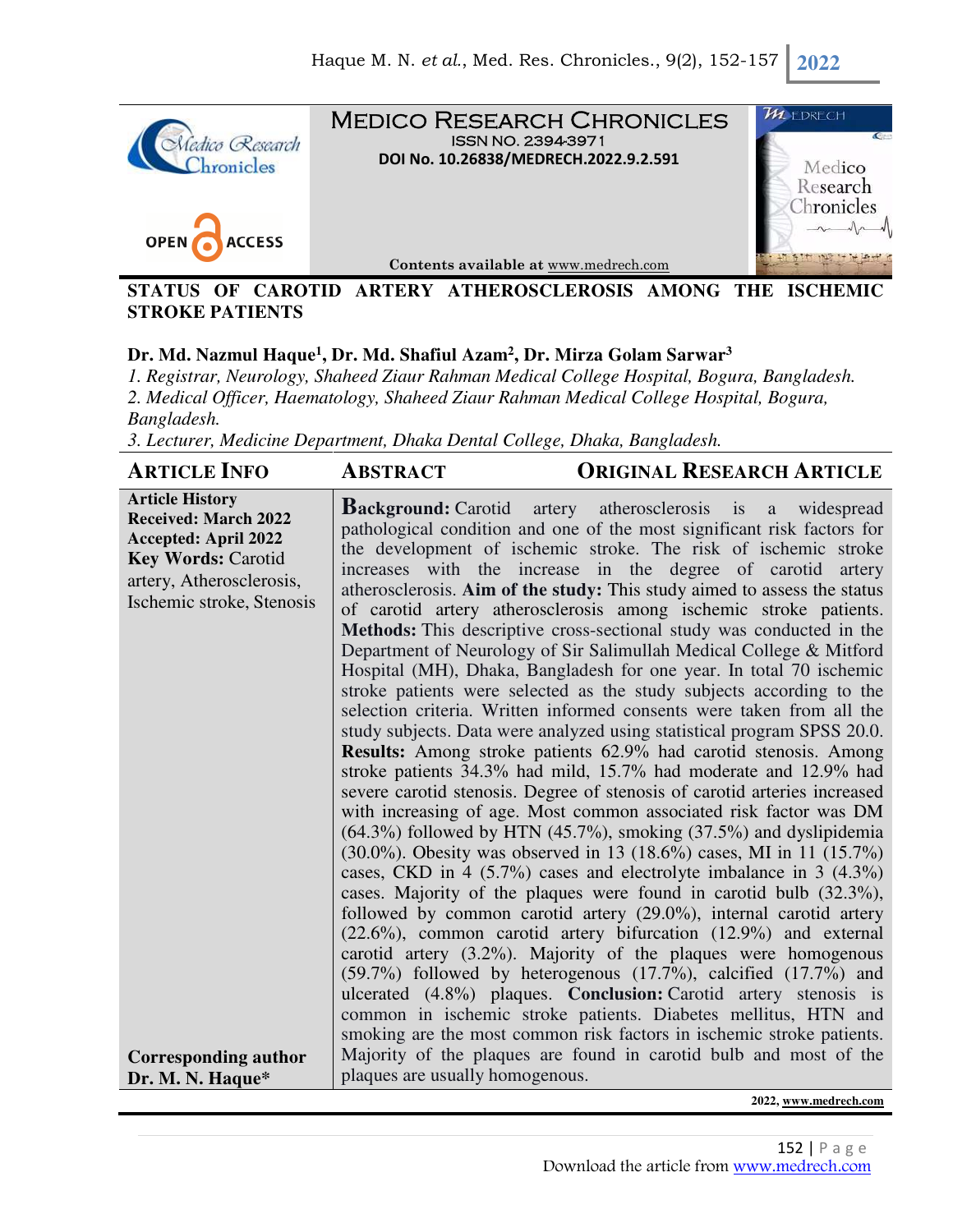# MEDICO RESEARCH CHRONICLES

ISSN NO. 2394-3971

DOI No. 10.26838/MEDRECH.2022.9.2.591

Contents available at www.medrech.com

## STATUS OF CAROTID ARTERY ATHEROSCLEROSIS AMONG THE ISCHEMIC STROKE PATIENTS

**Dr. Md. Nazmul Haque[1], Dr. Md. Shafiul Azam[2], Dr. Mirza Golam Sarwar[3]**

*1. Registrar, Neurology, Shaheed Ziaur Rahman Medical College Hospital, Bogura, Bangladesh.*
*2. Medical Officer, Haematology, Shaheed Ziaur Rahman Medical College Hospital, Bogura, Bangladesh.*
*3. Lecturer, Medicine Department, Dhaka Dental College, Dhaka, Bangladesh.*

### ARTICLE INFO

**Article History**
**Received: March 2022**
**Accepted: April 2022**
**Key Words:** Carotid artery, Atherosclerosis, Ischemic stroke, Stenosis

**Corresponding author**
**Dr. M. N. Haque***

### ABSTRACT

ORIGINAL RESEARCH ARTICLE

**Background:** Carotid artery atherosclerosis is a widespread pathological condition and one of the most significant risk factors for the development of ischemic stroke. The risk of ischemic stroke increases with the increase in the degree of carotid artery atherosclerosis. **Aim of the study:** This study aimed to assess the status of carotid artery atherosclerosis among ischemic stroke patients. **Methods:** This descriptive cross-sectional study was conducted in the Department of Neurology of Sir Salimullah Medical College & Mitford Hospital (MH), Dhaka, Bangladesh for one year. In total 70 ischemic stroke patients were selected as the study subjects according to the selection criteria. Written informed consents were taken from all the study subjects. Data were analyzed using statistical program SPSS 20.0. **Results:** Among stroke patients 62.9% had carotid stenosis. Among stroke patients 34.3% had mild, 15.7% had moderate and 12.9% had severe carotid stenosis. Degree of stenosis of carotid arteries increased with increasing of age. Most common associated risk factor was DM (64.3%) followed by HTN (45.7%), smoking (37.5%) and dyslipidemia (30.0%). Obesity was observed in 13 (18.6%) cases, MI in 11 (15.7%) cases, CKD in 4 (5.7%) cases and electrolyte imbalance in 3 (4.3%) cases. Majority of the plaques were found in carotid bulb (32.3%), followed by common carotid artery (29.0%), internal carotid artery (22.6%), common carotid artery bifurcation (12.9%) and external carotid artery (3.2%). Majority of the plaques were homogenous (59.7%) followed by heterogenous (17.7%), calcified (17.7%) and ulcerated (4.8%) plaques. **Conclusion:** Carotid artery stenosis is common in ischemic stroke patients. Diabetes mellitus, HTN and smoking are the most common risk factors in ischemic stroke patients. Majority of the plaques are found in carotid bulb and most of the plaques are usually homogenous.

**2022, www.medrech.com**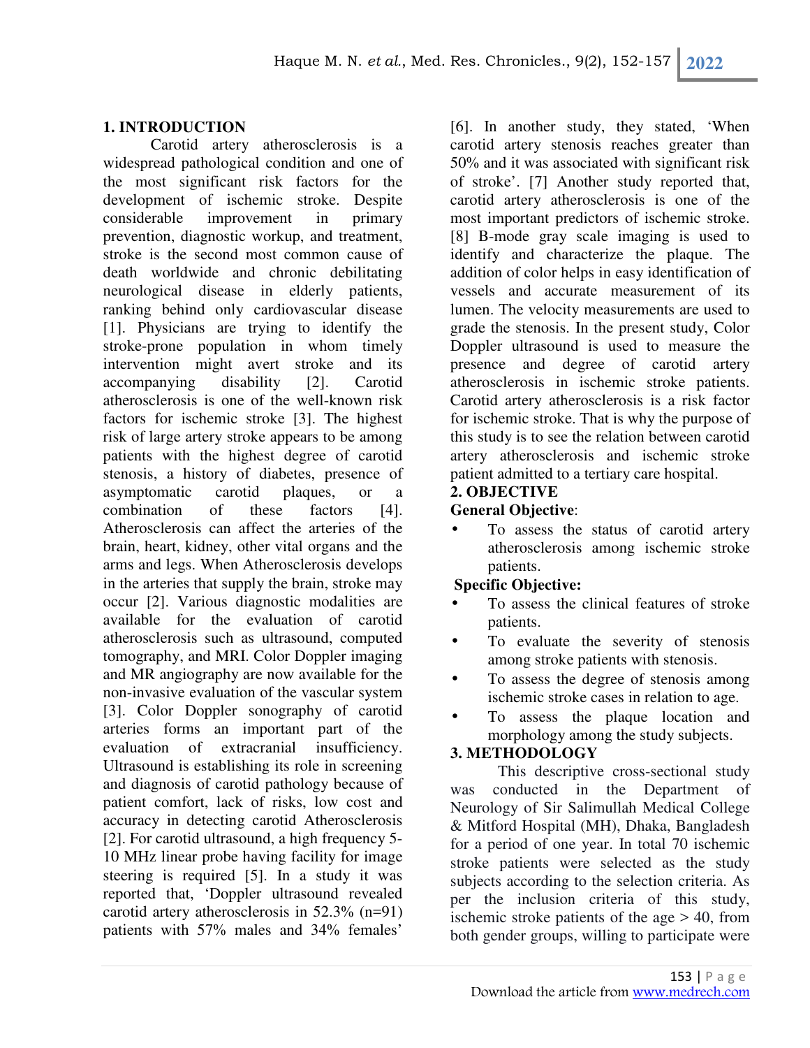## 1. INTRODUCTION

Carotid artery atherosclerosis is a widespread pathological condition and one of the most significant risk factors for the development of ischemic stroke. Despite considerable improvement in primary prevention, diagnostic workup, and treatment, stroke is the second most common cause of death worldwide and chronic debilitating neurological disease in elderly patients, ranking behind only cardiovascular disease [1]. Physicians are trying to identify the stroke-prone population in whom timely intervention might avert stroke and its accompanying disability [2]. Carotid atherosclerosis is one of the well-known risk factors for ischemic stroke [3]. The highest risk of large artery stroke appears to be among patients with the highest degree of carotid stenosis, a history of diabetes, presence of asymptomatic carotid plaques, or a combination of these factors [4]. Atherosclerosis can affect the arteries of the brain, heart, kidney, other vital organs and the arms and legs. When Atherosclerosis develops in the arteries that supply the brain, stroke may occur [2]. Various diagnostic modalities are available for the evaluation of carotid atherosclerosis such as ultrasound, computed tomography, and MRI. Color Doppler imaging and MR angiography are now available for the non-invasive evaluation of the vascular system [3]. Color Doppler sonography of carotid arteries forms an important part of the evaluation of extracranial insufficiency. Ultrasound is establishing its role in screening and diagnosis of carotid pathology because of patient comfort, lack of risks, low cost and accuracy in detecting carotid Atherosclerosis [2]. For carotid ultrasound, a high frequency 5-10 MHz linear probe having facility for image steering is required [5]. In a study it was reported that, 'Doppler ultrasound revealed carotid artery atherosclerosis in 52.3% (n=91) patients with 57% males and 34% females' [6]. In another study, they stated, 'When carotid artery stenosis reaches greater than 50% and it was associated with significant risk of stroke'. [7] Another study reported that, carotid artery atherosclerosis is one of the most important predictors of ischemic stroke. [8] B-mode gray scale imaging is used to identify and characterize the plaque. The addition of color helps in easy identification of vessels and accurate measurement of its lumen. The velocity measurements are used to grade the stenosis. In the present study, Color Doppler ultrasound is used to measure the presence and degree of carotid artery atherosclerosis in ischemic stroke patients. Carotid artery atherosclerosis is a risk factor for ischemic stroke. That is why the purpose of this study is to see the relation between carotid artery atherosclerosis and ischemic stroke patient admitted to a tertiary care hospital.

## 2. OBJECTIVE

**General Objective**:

- To assess the status of carotid artery atherosclerosis among ischemic stroke patients.

**Specific Objective:**

- To assess the clinical features of stroke patients.
- To evaluate the severity of stenosis among stroke patients with stenosis.
- To assess the degree of stenosis among ischemic stroke cases in relation to age.
- To assess the plaque location and morphology among the study subjects.

## 3. METHODOLOGY

This descriptive cross-sectional study was conducted in the Department of Neurology of Sir Salimullah Medical College & Mitford Hospital (MH), Dhaka, Bangladesh for a period of one year. In total 70 ischemic stroke patients were selected as the study subjects according to the selection criteria. As per the inclusion criteria of this study, ischemic stroke patients of the age > 40, from both gender groups, willing to participate were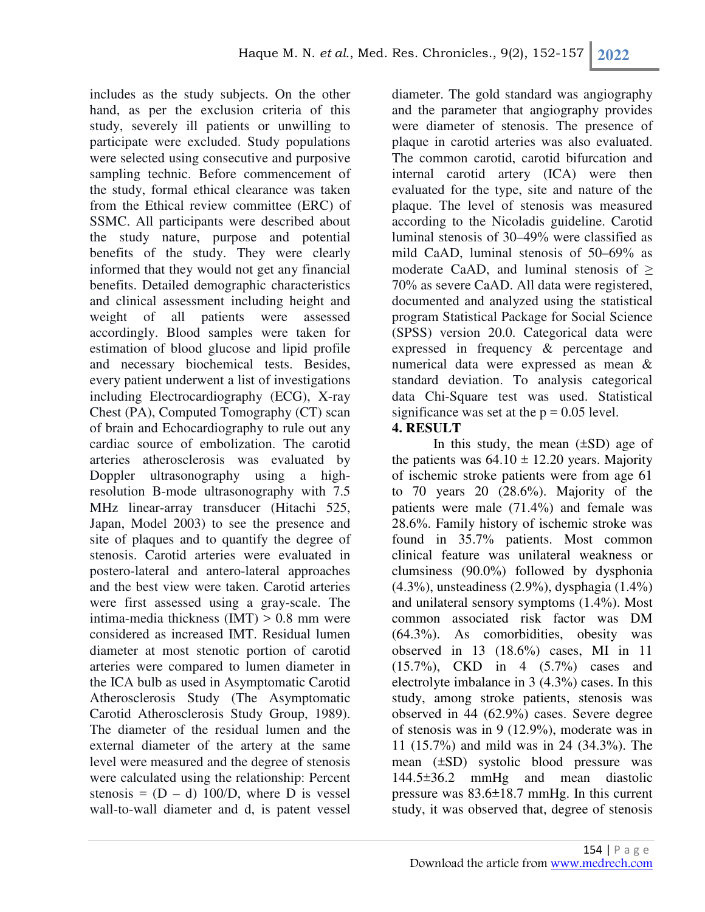includes as the study subjects. On the other hand, as per the exclusion criteria of this study, severely ill patients or unwilling to participate were excluded. Study populations were selected using consecutive and purposive sampling technic. Before commencement of the study, formal ethical clearance was taken from the Ethical review committee (ERC) of SSMC. All participants were described about the study nature, purpose and potential benefits of the study. They were clearly informed that they would not get any financial benefits. Detailed demographic characteristics and clinical assessment including height and weight of all patients were assessed accordingly. Blood samples were taken for estimation of blood glucose and lipid profile and necessary biochemical tests. Besides, every patient underwent a list of investigations including Electrocardiography (ECG), X-ray Chest (PA), Computed Tomography (CT) scan of brain and Echocardiography to rule out any cardiac source of embolization. The carotid arteries atherosclerosis was evaluated by Doppler ultrasonography using a high-resolution B-mode ultrasonography with 7.5 MHz linear-array transducer (Hitachi 525, Japan, Model 2003) to see the presence and site of plaques and to quantify the degree of stenosis. Carotid arteries were evaluated in postero-lateral and antero-lateral approaches and the best view were taken. Carotid arteries were first assessed using a gray-scale. The intima-media thickness (IMT) > 0.8 mm were considered as increased IMT. Residual lumen diameter at most stenotic portion of carotid arteries were compared to lumen diameter in the ICA bulb as used in Asymptomatic Carotid Atherosclerosis Study (The Asymptomatic Carotid Atherosclerosis Study Group, 1989). The diameter of the residual lumen and the external diameter of the artery at the same level were measured and the degree of stenosis were calculated using the relationship: Percent stenosis = $(D - d)\ 100/D$, where D is vessel wall-to-wall diameter and d, is patent vessel diameter. The gold standard was angiography and the parameter that angiography provides were diameter of stenosis. The presence of plaque in carotid arteries was also evaluated. The common carotid, carotid bifurcation and internal carotid artery (ICA) were then evaluated for the type, site and nature of the plaque. The level of stenosis was measured according to the Nicoladis guideline. Carotid luminal stenosis of 30–49% were classified as mild CaAD, luminal stenosis of 50–69% as moderate CaAD, and luminal stenosis of ≥ 70% as severe CaAD. All data were registered, documented and analyzed using the statistical program Statistical Package for Social Science (SPSS) version 20.0. Categorical data were expressed in frequency & percentage and numerical data were expressed as mean & standard deviation. To analysis categorical data Chi-Square test was used. Statistical significance was set at the $p = 0.05$ level.

## 4. RESULT

In this study, the mean (±SD) age of the patients was 64.10 ± 12.20 years. Majority of ischemic stroke patients were from age 61 to 70 years 20 (28.6%). Majority of the patients were male (71.4%) and female was 28.6%. Family history of ischemic stroke was found in 35.7% patients. Most common clinical feature was unilateral weakness or clumsiness (90.0%) followed by dysphonia (4.3%), unsteadiness (2.9%), dysphagia (1.4%) and unilateral sensory symptoms (1.4%). Most common associated risk factor was DM (64.3%). As comorbidities, obesity was observed in 13 (18.6%) cases, MI in 11 (15.7%), CKD in 4 (5.7%) cases and electrolyte imbalance in 3 (4.3%) cases. In this study, among stroke patients, stenosis was observed in 44 (62.9%) cases. Severe degree of stenosis was in 9 (12.9%), moderate was in 11 (15.7%) and mild was in 24 (34.3%). The mean (±SD) systolic blood pressure was 144.5±36.2 mmHg and mean diastolic pressure was 83.6±18.7 mmHg. In this current study, it was observed that, degree of stenosis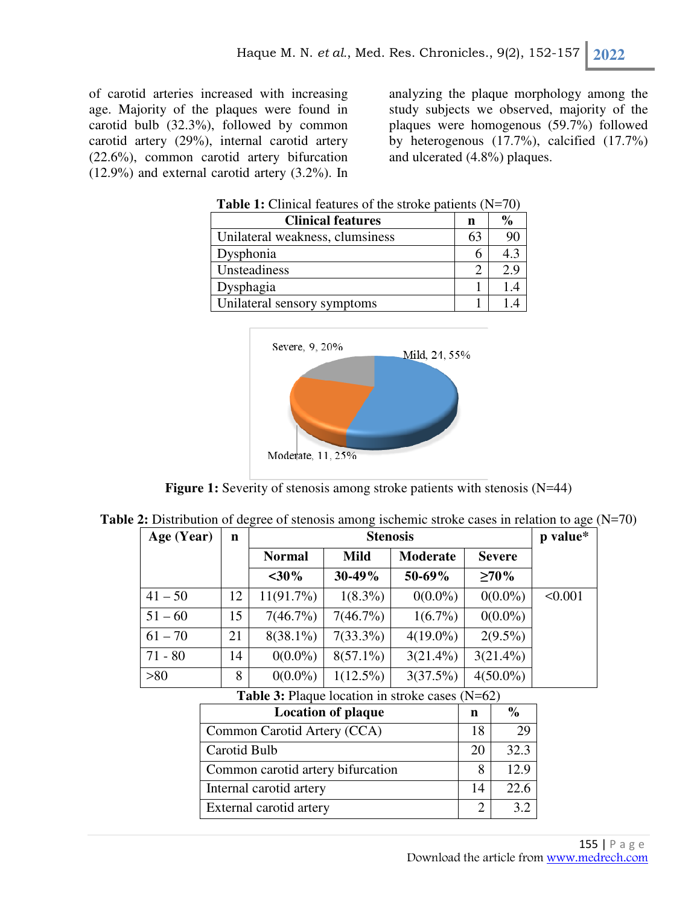of carotid arteries increased with increasing age. Majority of the plaques were found in carotid bulb (32.3%), followed by common carotid artery (29%), internal carotid artery (22.6%), common carotid artery bifurcation (12.9%) and external carotid artery (3.2%). In analyzing the plaque morphology among the study subjects we observed, majority of the plaques were homogenous (59.7%) followed by heterogenous (17.7%), calcified (17.7%) and ulcerated (4.8%) plaques.

**Table 1:** Clinical features of the stroke patients (N=70)

| Clinical features | n | % |
|---|---|---|
| Unilateral weakness, clumsiness | 63 | 90 |
| Dysphonia | 6 | 4.3 |
| Unsteadiness | 2 | 2.9 |
| Dysphagia | 1 | 1.4 |
| Unilateral sensory symptoms | 1 | 1.4 |

Severe, 9, 20%

Mild, 21, 55%

Moderate, 11, 25%

**Figure 1:** Severity of stenosis among stroke patients with stenosis (N=44)

**Table 2:** Distribution of degree of stenosis among ischemic stroke cases in relation to age (N=70)

| Age (Year) | n | Stenosis | | | | p value* |
|---|---|---|---|---|---|---|
| | | Normal | Mild | Moderate | Severe | |
| | | <30% | 30-49% | 50-69% | ≥70% | |
| 41 – 50 | 12 | 11(91.7%) | 1(8.3%) | 0(0.0%) | 0(0.0%) | <0.001 |
| 51 – 60 | 15 | 7(46.7%) | 7(46.7%) | 1(6.7%) | 0(0.0%) | |
| 61 – 70 | 21 | 8(38.1%) | 7(33.3%) | 4(19.0%) | 2(9.5%) | |
| 71 - 80 | 14 | 0(0.0%) | 8(57.1%) | 3(21.4%) | 3(21.4%) | |
| >80 | 8 | 0(0.0%) | 1(12.5%) | 3(37.5%) | 4(50.0%) | |

**Table 3:** Plaque location in stroke cases (N=62)

| Location of plaque | n | % |
|---|---|---|
| Common Carotid Artery (CCA) | 18 | 29 |
| Carotid Bulb | 20 | 32.3 |
| Common carotid artery bifurcation | 8 | 12.9 |
| Internal carotid artery | 14 | 22.6 |
| External carotid artery | 2 | 3.2 |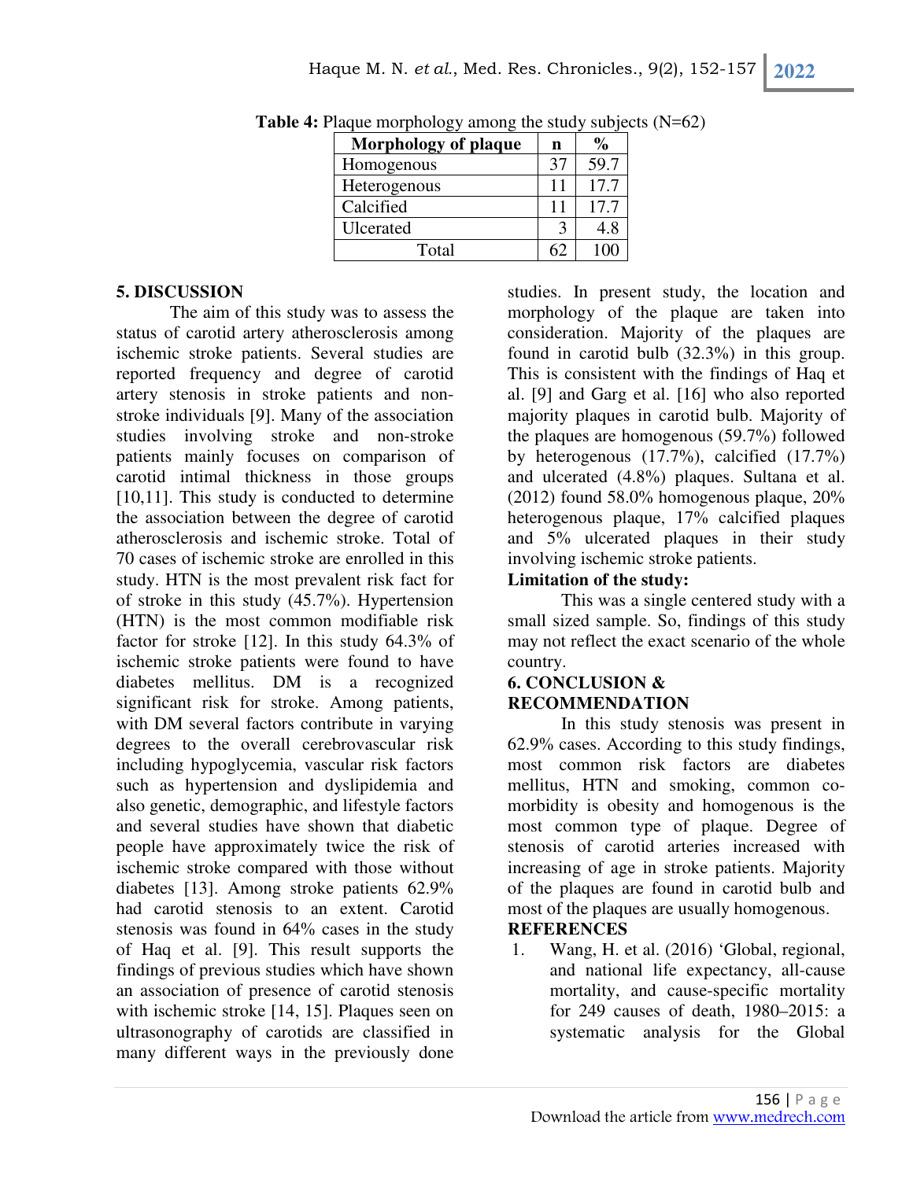**Table 4:** Plaque morphology among the study subjects (N=62)

| Morphology of plaque | n | % |
|---|---|---|
| Homogenous | 37 | 59.7 |
| Heterogenous | 11 | 17.7 |
| Calcified | 11 | 17.7 |
| Ulcerated | 3 | 4.8 |
| Total | 62 | 100 |

## 5. DISCUSSION

The aim of this study was to assess the status of carotid artery atherosclerosis among ischemic stroke patients. Several studies are reported frequency and degree of carotid artery stenosis in stroke patients and non-stroke individuals [9]. Many of the association studies involving stroke and non-stroke patients mainly focuses on comparison of carotid intimal thickness in those groups [10,11]. This study is conducted to determine the association between the degree of carotid atherosclerosis and ischemic stroke. Total of 70 cases of ischemic stroke are enrolled in this study. HTN is the most prevalent risk fact for of stroke in this study (45.7%). Hypertension (HTN) is the most common modifiable risk factor for stroke [12]. In this study 64.3% of ischemic stroke patients were found to have diabetes mellitus. DM is a recognized significant risk for stroke. Among patients, with DM several factors contribute in varying degrees to the overall cerebrovascular risk including hypoglycemia, vascular risk factors such as hypertension and dyslipidemia and also genetic, demographic, and lifestyle factors and several studies have shown that diabetic people have approximately twice the risk of ischemic stroke compared with those without diabetes [13]. Among stroke patients 62.9% had carotid stenosis to an extent. Carotid stenosis was found in 64% cases in the study of Haq et al. [9]. This result supports the findings of previous studies which have shown an association of presence of carotid stenosis with ischemic stroke [14, 15]. Plaques seen on ultrasonography of carotids are classified in many different ways in the previously done studies. In present study, the location and morphology of the plaque are taken into consideration. Majority of the plaques are found in carotid bulb (32.3%) in this group. This is consistent with the findings of Haq et al. [9] and Garg et al. [16] who also reported majority plaques in carotid bulb. Majority of the plaques are homogenous (59.7%) followed by heterogenous (17.7%), calcified (17.7%) and ulcerated (4.8%) plaques. Sultana et al. (2012) found 58.0% homogenous plaque, 20% heterogenous plaque, 17% calcified plaques and 5% ulcerated plaques in their study involving ischemic stroke patients.

**Limitation of the study:**

This was a single centered study with a small sized sample. So, findings of this study may not reflect the exact scenario of the whole country.

## 6. CONCLUSION & RECOMMENDATION

In this study stenosis was present in 62.9% cases. According to this study findings, most common risk factors are diabetes mellitus, HTN and smoking, common co-morbidity is obesity and homogenous is the most common type of plaque. Degree of stenosis of carotid arteries increased with increasing of age in stroke patients. Majority of the plaques are found in carotid bulb and most of the plaques are usually homogenous.

## REFERENCES

1. Wang, H. et al. (2016) 'Global, regional, and national life expectancy, all-cause mortality, and cause-specific mortality for 249 causes of death, 1980–2015: a systematic analysis for the Global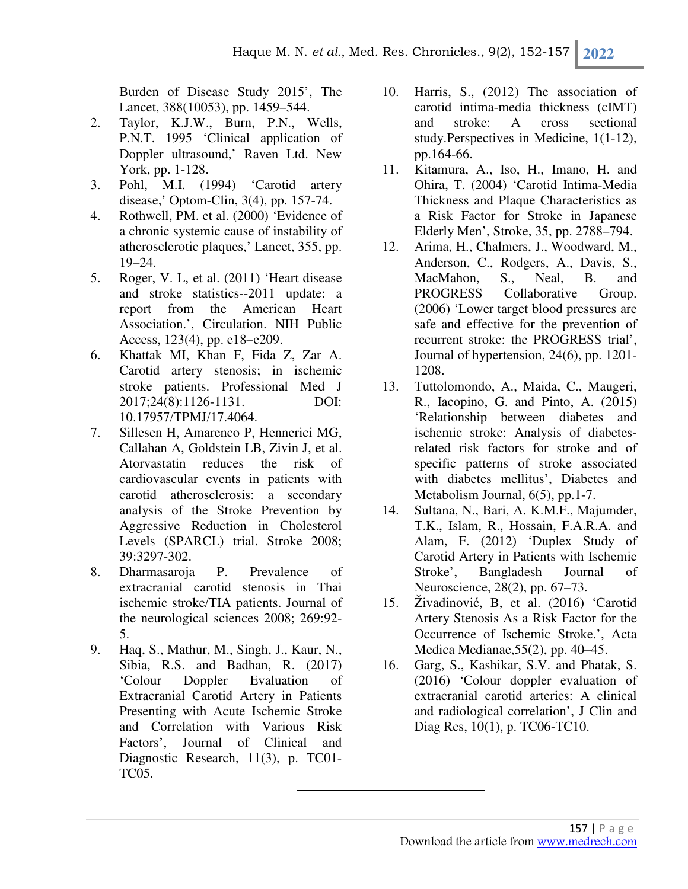Burden of Disease Study 2015', The Lancet, 388(10053), pp. 1459–544.

2. Taylor, K.J.W., Burn, P.N., Wells, P.N.T. 1995 'Clinical application of Doppler ultrasound,' Raven Ltd. New York, pp. 1-128.
3. Pohl, M.I. (1994) 'Carotid artery disease,' Optom-Clin, 3(4), pp. 157-74.
4. Rothwell, PM. et al. (2000) 'Evidence of a chronic systemic cause of instability of atherosclerotic plaques,' Lancet, 355, pp. 19–24.
5. Roger, V. L, et al. (2011) 'Heart disease and stroke statistics--2011 update: a report from the American Heart Association.', Circulation. NIH Public Access, 123(4), pp. e18–e209.
6. Khattak MI, Khan F, Fida Z, Zar A. Carotid artery stenosis; in ischemic stroke patients. Professional Med J 2017;24(8):1126-1131. DOI: 10.17957/TPMJ/17.4064.
7. Sillesen H, Amarenco P, Hennerici MG, Callahan A, Goldstein LB, Zivin J, et al. Atorvastatin reduces the risk of cardiovascular events in patients with carotid atherosclerosis: a secondary analysis of the Stroke Prevention by Aggressive Reduction in Cholesterol Levels (SPARCL) trial. Stroke 2008; 39:3297-302.
8. Dharmasaroja P. Prevalence of extracranial carotid stenosis in Thai ischemic stroke/TIA patients. Journal of the neurological sciences 2008; 269:92-5.
9. Haq, S., Mathur, M., Singh, J., Kaur, N., Sibia, R.S. and Badhan, R. (2017) 'Colour Doppler Evaluation of Extracranial Carotid Artery in Patients Presenting with Acute Ischemic Stroke and Correlation with Various Risk Factors', Journal of Clinical and Diagnostic Research, 11(3), p. TC01-TC05.
10. Harris, S., (2012) The association of carotid intima-media thickness (cIMT) and stroke: A cross sectional study.Perspectives in Medicine, 1(1-12), pp.164-66.
11. Kitamura, A., Iso, H., Imano, H. and Ohira, T. (2004) 'Carotid Intima-Media Thickness and Plaque Characteristics as a Risk Factor for Stroke in Japanese Elderly Men', Stroke, 35, pp. 2788–794.
12. Arima, H., Chalmers, J., Woodward, M., Anderson, C., Rodgers, A., Davis, S., MacMahon, S., Neal, B. and PROGRESS Collaborative Group. (2006) 'Lower target blood pressures are safe and effective for the prevention of recurrent stroke: the PROGRESS trial', Journal of hypertension, 24(6), pp. 1201-1208.
13. Tuttolomondo, A., Maida, C., Maugeri, R., Iacopino, G. and Pinto, A. (2015) 'Relationship between diabetes and ischemic stroke: Analysis of diabetes-related risk factors for stroke and of specific patterns of stroke associated with diabetes mellitus', Diabetes and Metabolism Journal, 6(5), pp.1-7.
14. Sultana, N., Bari, A. K.M.F., Majumder, T.K., Islam, R., Hossain, F.A.R.A. and Alam, F. (2012) 'Duplex Study of Carotid Artery in Patients with Ischemic Stroke', Bangladesh Journal of Neuroscience, 28(2), pp. 67–73.
15. Živadinović, B, et al. (2016) 'Carotid Artery Stenosis As a Risk Factor for the Occurrence of Ischemic Stroke.', Acta Medica Medianae,55(2), pp. 40–45.
16. Garg, S., Kashikar, S.V. and Phatak, S. (2016) 'Colour doppler evaluation of extracranial carotid arteries: A clinical and radiological correlation', J Clin and Diag Res, 10(1), p. TC06-TC10.